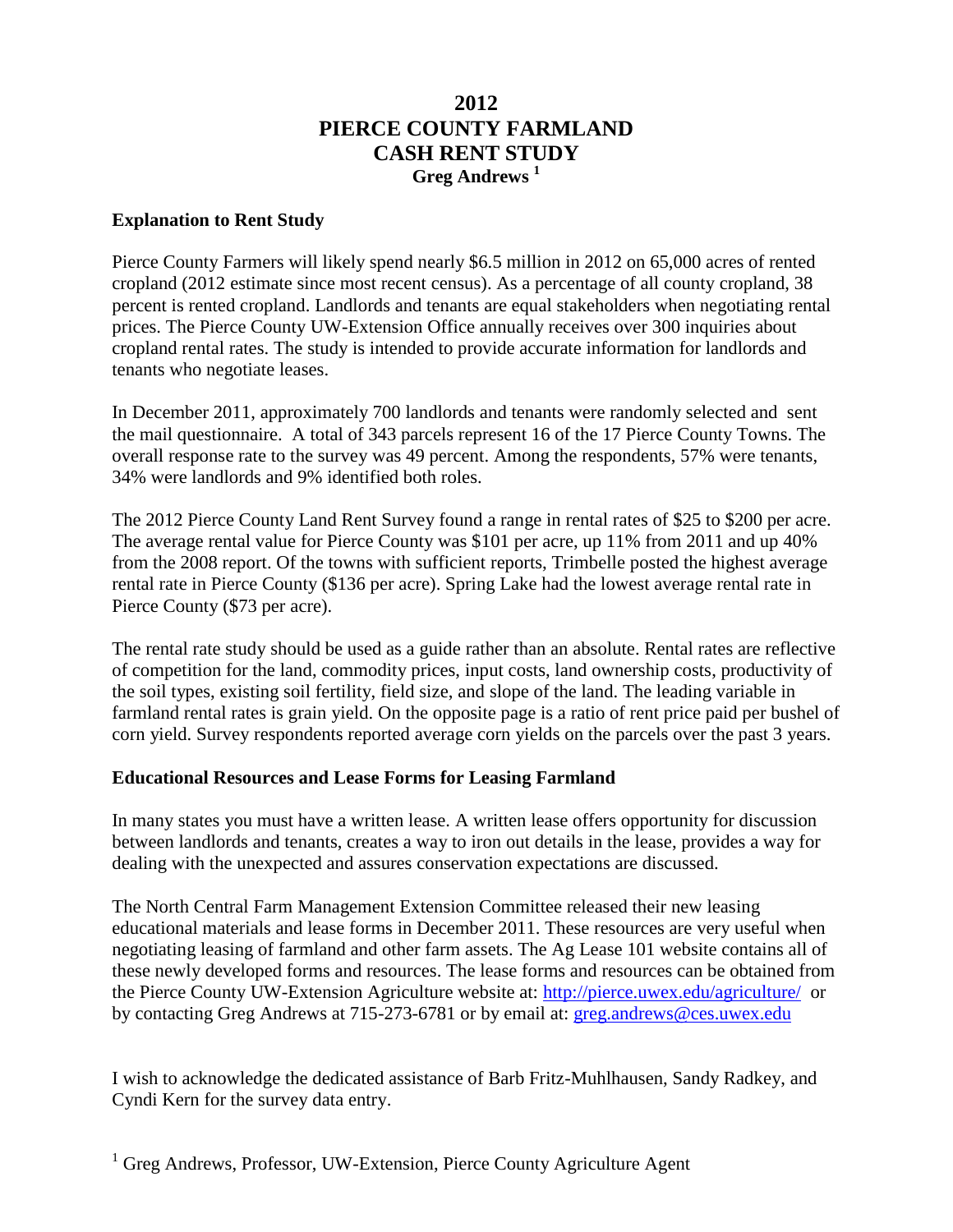# 2012
# PIERCE COUNTY FARMLAND
# CASH RENT STUDY

**Greg Andrews** [1]

### Explanation to Rent Study

Pierce County Farmers will likely spend nearly $6.5 million in 2012 on 65,000 acres of rented cropland (2012 estimate since most recent census). As a percentage of all county cropland, 38 percent is rented cropland. Landlords and tenants are equal stakeholders when negotiating rental prices. The Pierce County UW-Extension Office annually receives over 300 inquiries about cropland rental rates. The study is intended to provide accurate information for landlords and tenants who negotiate leases.

In December 2011, approximately 700 landlords and tenants were randomly selected and sent the mail questionnaire. A total of 343 parcels represent 16 of the 17 Pierce County Towns. The overall response rate to the survey was 49 percent. Among the respondents, 57% were tenants, 34% were landlords and 9% identified both roles.

The 2012 Pierce County Land Rent Survey found a range in rental rates of $25 to $200 per acre. The average rental value for Pierce County was $101 per acre, up 11% from 2011 and up 40% from the 2008 report. Of the towns with sufficient reports, Trimbelle posted the highest average rental rate in Pierce County ($136 per acre). Spring Lake had the lowest average rental rate in Pierce County ($73 per acre).

The rental rate study should be used as a guide rather than an absolute. Rental rates are reflective of competition for the land, commodity prices, input costs, land ownership costs, productivity of the soil types, existing soil fertility, field size, and slope of the land. The leading variable in farmland rental rates is grain yield. On the opposite page is a ratio of rent price paid per bushel of corn yield. Survey respondents reported average corn yields on the parcels over the past 3 years.

### Educational Resources and Lease Forms for Leasing Farmland

In many states you must have a written lease. A written lease offers opportunity for discussion between landlords and tenants, creates a way to iron out details in the lease, provides a way for dealing with the unexpected and assures conservation expectations are discussed.

The North Central Farm Management Extension Committee released their new leasing educational materials and lease forms in December 2011. These resources are very useful when negotiating leasing of farmland and other farm assets. The Ag Lease 101 website contains all of these newly developed forms and resources. The lease forms and resources can be obtained from the Pierce County UW-Extension Agriculture website at: [http://pierce.uwex.edu/agriculture/](http://pierce.uwex.edu/agriculture/) or by contacting Greg Andrews at 715-273-6781 or by email at: [greg.andrews@ces.uwex.edu](mailto:greg.andrews@ces.uwex.edu)

I wish to acknowledge the dedicated assistance of Barb Fritz-Muhlhausen, Sandy Radkey, and Cyndi Kern for the survey data entry.

[1] Greg Andrews, Professor, UW-Extension, Pierce County Agriculture Agent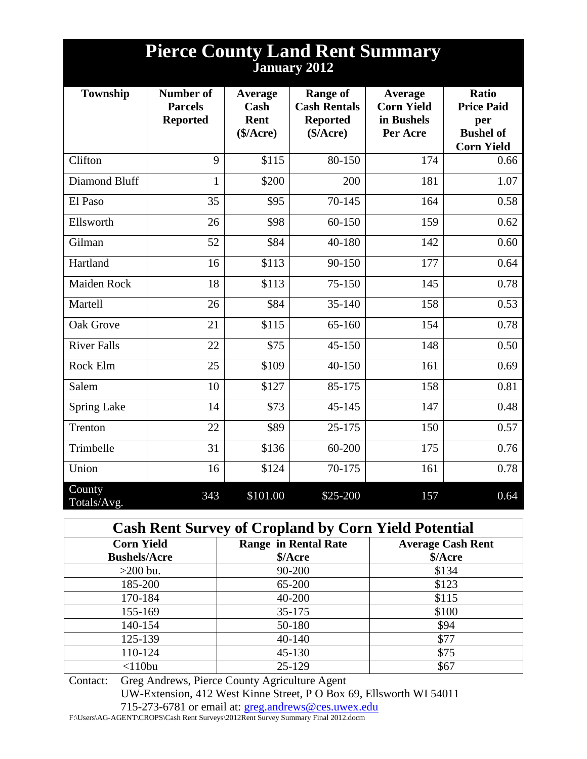# Pierce County Land Rent Summary

## January 2012

| Township | Number of Parcels Reported | Average Cash Rent ($/Acre) | Range of Cash Rentals Reported ($/Acre) | Average Corn Yield in Bushels Per Acre | Ratio Price Paid per Bushel of Corn Yield |
|---|---|---|---|---|---|
| Clifton | 9 | $115 | 80-150 | 174 | 0.66 |
| Diamond Bluff | 1 | $200 | 200 | 181 | 1.07 |
| El Paso | 35 | $95 | 70-145 | 164 | 0.58 |
| Ellsworth | 26 | $98 | 60-150 | 159 | 0.62 |
| Gilman | 52 | $84 | 40-180 | 142 | 0.60 |
| Hartland | 16 | $113 | 90-150 | 177 | 0.64 |
| Maiden Rock | 18 | $113 | 75-150 | 145 | 0.78 |
| Martell | 26 | $84 | 35-140 | 158 | 0.53 |
| Oak Grove | 21 | $115 | 65-160 | 154 | 0.78 |
| River Falls | 22 | $75 | 45-150 | 148 | 0.50 |
| Rock Elm | 25 | $109 | 40-150 | 161 | 0.69 |
| Salem | 10 | $127 | 85-175 | 158 | 0.81 |
| Spring Lake | 14 | $73 | 45-145 | 147 | 0.48 |
| Trenton | 22 | $89 | 25-175 | 150 | 0.57 |
| Trimbelle | 31 | $136 | 60-200 | 175 | 0.76 |
| Union | 16 | $124 | 70-175 | 161 | 0.78 |
| County Totals/Avg. | 343 | $101.00 | $25-200 | 157 | 0.64 |

## Cash Rent Survey of Cropland by Corn Yield Potential

| Corn Yield Bushels/Acre | Range in Rental Rate $/Acre | Average Cash Rent $/Acre |
|---|---|---|
| >200 bu. | 90-200 | $134 |
| 185-200 | 65-200 | $123 |
| 170-184 | 40-200 | $115 |
| 155-169 | 35-175 | $100 |
| 140-154 | 50-180 | $94 |
| 125-139 | 40-140 | $77 |
| 110-124 | 45-130 | $75 |
| <110bu | 25-129 | $67 |

Contact: Greg Andrews, Pierce County Agriculture Agent
UW-Extension, 412 West Kinne Street, P O Box 69, Ellsworth WI 54011
715-273-6781 or email at: greg.andrews@ces.uwex.edu

F:\Users\AG-AGENT\CROPS\Cash Rent Surveys\2012Rent Survey Summary Final 2012.docm